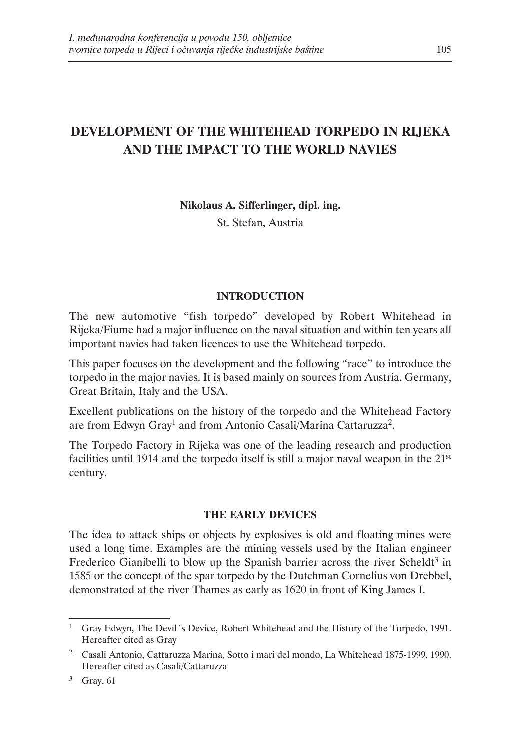# DEVELOPMENT OF THE WHITEHEAD TORPEDO IN RIJEKA AND THE IMPACT TO THE WORLD NAVIES

**Nikolaus A. Sifferlinger, dipl. ing.**

St. Stefan, Austria

## INTRODUCTION

The new automotive "fish torpedo" developed by Robert Whitehead in Rijeka/Fiume had a major influence on the naval situation and within ten years all important navies had taken licences to use the Whitehead torpedo.

This paper focuses on the development and the following "race" to introduce the torpedo in the major navies. It is based mainly on sources from Austria, Germany, Great Britain, Italy and the USA.

Excellent publications on the history of the torpedo and the Whitehead Factory are from Edwyn Gray[1] and from Antonio Casali/Marina Cattaruzza[2].

The Torpedo Factory in Rijeka was one of the leading research and production facilities until 1914 and the torpedo itself is still a major naval weapon in the 21st century.

## THE EARLY DEVICES

The idea to attack ships or objects by explosives is old and floating mines were used a long time. Examples are the mining vessels used by the Italian engineer Frederico Gianibelli to blow up the Spanish barrier across the river Scheldt[3] in 1585 or the concept of the spar torpedo by the Dutchman Cornelius von Drebbel, demonstrated at the river Thames as early as 1620 in front of King James I.

---

[1] Gray Edwyn, The Devil´s Device, Robert Whitehead and the History of the Torpedo, 1991. Hereafter cited as Gray

[2] Casali Antonio, Cattaruzza Marina, Sotto i mari del mondo, La Whitehead 1875-1999. 1990. Hereafter cited as Casali/Cattaruzza

[3] Gray, 61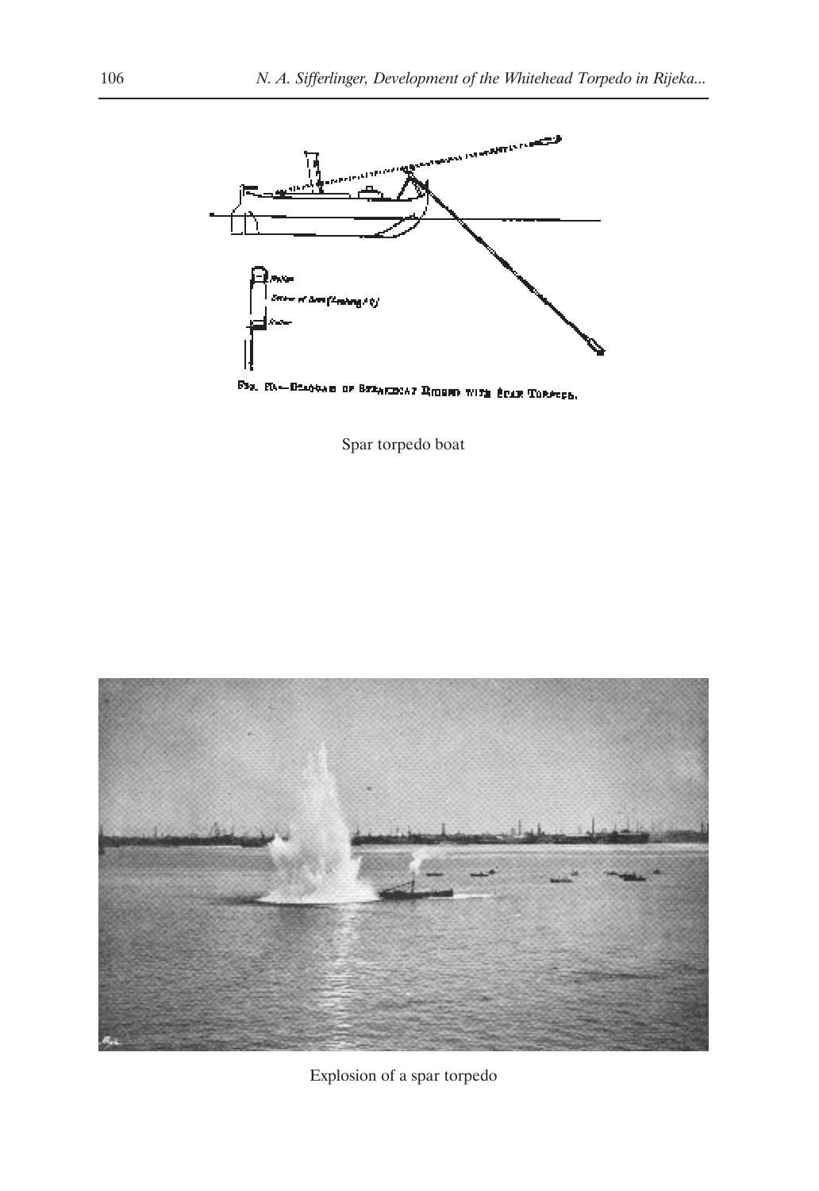Spar torpedo boat

Explosion of a spar torpedo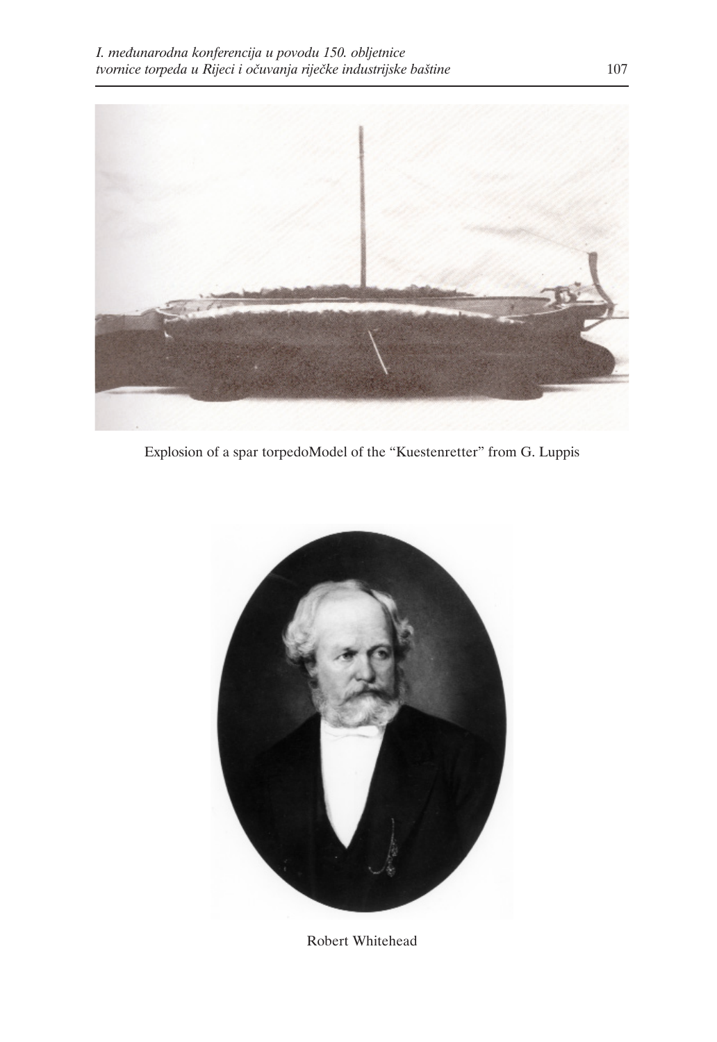Explosion of a spar torpedoModel of the “Kuestenretter” from G. Luppis

Robert Whitehead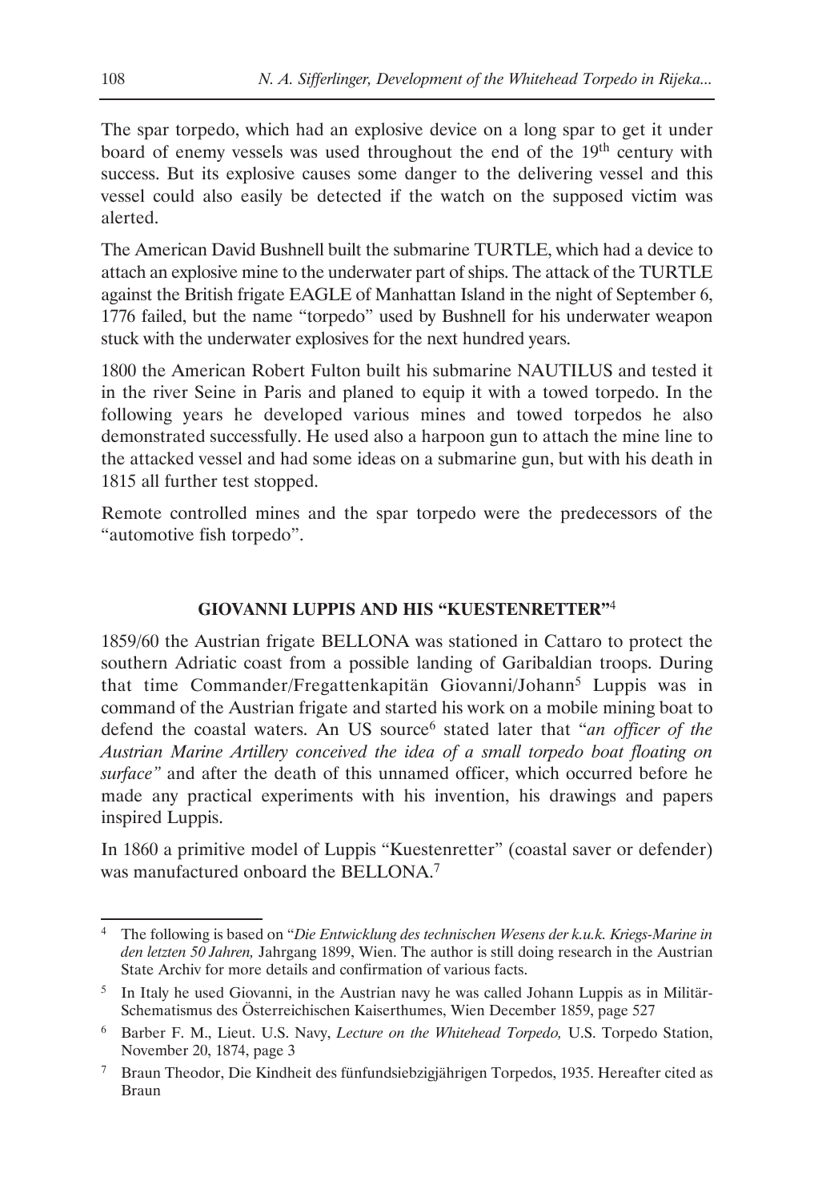The spar torpedo, which had an explosive device on a long spar to get it under board of enemy vessels was used throughout the end of the 19th century with success. But its explosive causes some danger to the delivering vessel and this vessel could also easily be detected if the watch on the supposed victim was alerted.

The American David Bushnell built the submarine TURTLE, which had a device to attach an explosive mine to the underwater part of ships. The attack of the TURTLE against the British frigate EAGLE of Manhattan Island in the night of September 6, 1776 failed, but the name "torpedo" used by Bushnell for his underwater weapon stuck with the underwater explosives for the next hundred years.

1800 the American Robert Fulton built his submarine NAUTILUS and tested it in the river Seine in Paris and planed to equip it with a towed torpedo. In the following years he developed various mines and towed torpedos he also demonstrated successfully. He used also a harpoon gun to attach the mine line to the attacked vessel and had some ideas on a submarine gun, but with his death in 1815 all further test stopped.

Remote controlled mines and the spar torpedo were the predecessors of the "automotive fish torpedo".

## GIOVANNI LUPPIS AND HIS "KUESTENRETTER"[4]

1859/60 the Austrian frigate BELLONA was stationed in Cattaro to protect the southern Adriatic coast from a possible landing of Garibaldian troops. During that time Commander/Fregattenkapitän Giovanni/Johann[5] Luppis was in command of the Austrian frigate and started his work on a mobile mining boat to defend the coastal waters. An US source[6] stated later that "*an officer of the Austrian Marine Artillery conceived the idea of a small torpedo boat floating on surface"* and after the death of this unnamed officer, which occurred before he made any practical experiments with his invention, his drawings and papers inspired Luppis.

In 1860 a primitive model of Luppis "Kuestenretter" (coastal saver or defender) was manufactured onboard the BELLONA.[7]

---

[4] The following is based on "*Die Entwicklung des technischen Wesens der k.u.k. Kriegs-Marine in den letzten 50 Jahren,* Jahrgang 1899, Wien. The author is still doing research in the Austrian State Archiv for more details and confirmation of various facts.

[5] In Italy he used Giovanni, in the Austrian navy he was called Johann Luppis as in Militär-Schematismus des Österreichischen Kaiserthumes, Wien December 1859, page 527

[6] Barber F. M., Lieut. U.S. Navy, *Lecture on the Whitehead Torpedo,* U.S. Torpedo Station, November 20, 1874, page 3

[7] Braun Theodor, Die Kindheit des fünfundsiebzigjährigen Torpedos, 1935. Hereafter cited as Braun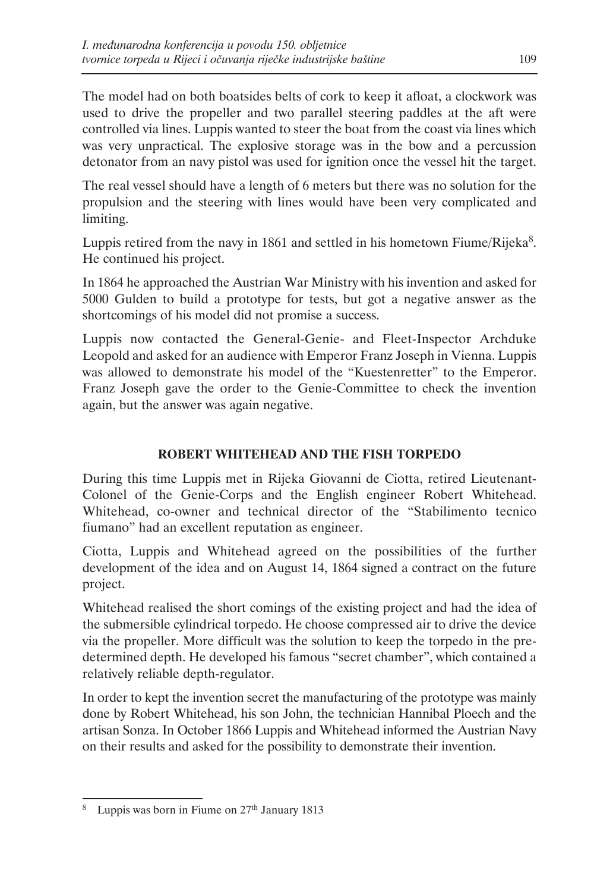The model had on both boatsides belts of cork to keep it afloat, a clockwork was used to drive the propeller and two parallel steering paddles at the aft were controlled via lines. Luppis wanted to steer the boat from the coast via lines which was very unpractical. The explosive storage was in the bow and a percussion detonator from an navy pistol was used for ignition once the vessel hit the target.

The real vessel should have a length of 6 meters but there was no solution for the propulsion and the steering with lines would have been very complicated and limiting.

Luppis retired from the navy in 1861 and settled in his hometown Fiume/Rijeka[8]. He continued his project.

In 1864 he approached the Austrian War Ministry with his invention and asked for 5000 Gulden to build a prototype for tests, but got a negative answer as the shortcomings of his model did not promise a success.

Luppis now contacted the General-Genie- and Fleet-Inspector Archduke Leopold and asked for an audience with Emperor Franz Joseph in Vienna. Luppis was allowed to demonstrate his model of the "Kuestenretter" to the Emperor. Franz Joseph gave the order to the Genie-Committee to check the invention again, but the answer was again negative.

## ROBERT WHITEHEAD AND THE FISH TORPEDO

During this time Luppis met in Rijeka Giovanni de Ciotta, retired Lieutenant-Colonel of the Genie-Corps and the English engineer Robert Whitehead. Whitehead, co-owner and technical director of the "Stabilimento tecnico fiumano" had an excellent reputation as engineer.

Ciotta, Luppis and Whitehead agreed on the possibilities of the further development of the idea and on August 14, 1864 signed a contract on the future project.

Whitehead realised the short comings of the existing project and had the idea of the submersible cylindrical torpedo. He choose compressed air to drive the device via the propeller. More difficult was the solution to keep the torpedo in the predetermined depth. He developed his famous "secret chamber", which contained a relatively reliable depth-regulator.

In order to kept the invention secret the manufacturing of the prototype was mainly done by Robert Whitehead, his son John, the technician Hannibal Ploech and the artisan Sonza. In October 1866 Luppis and Whitehead informed the Austrian Navy on their results and asked for the possibility to demonstrate their invention.

---

[8] Luppis was born in Fiume on 27th January 1813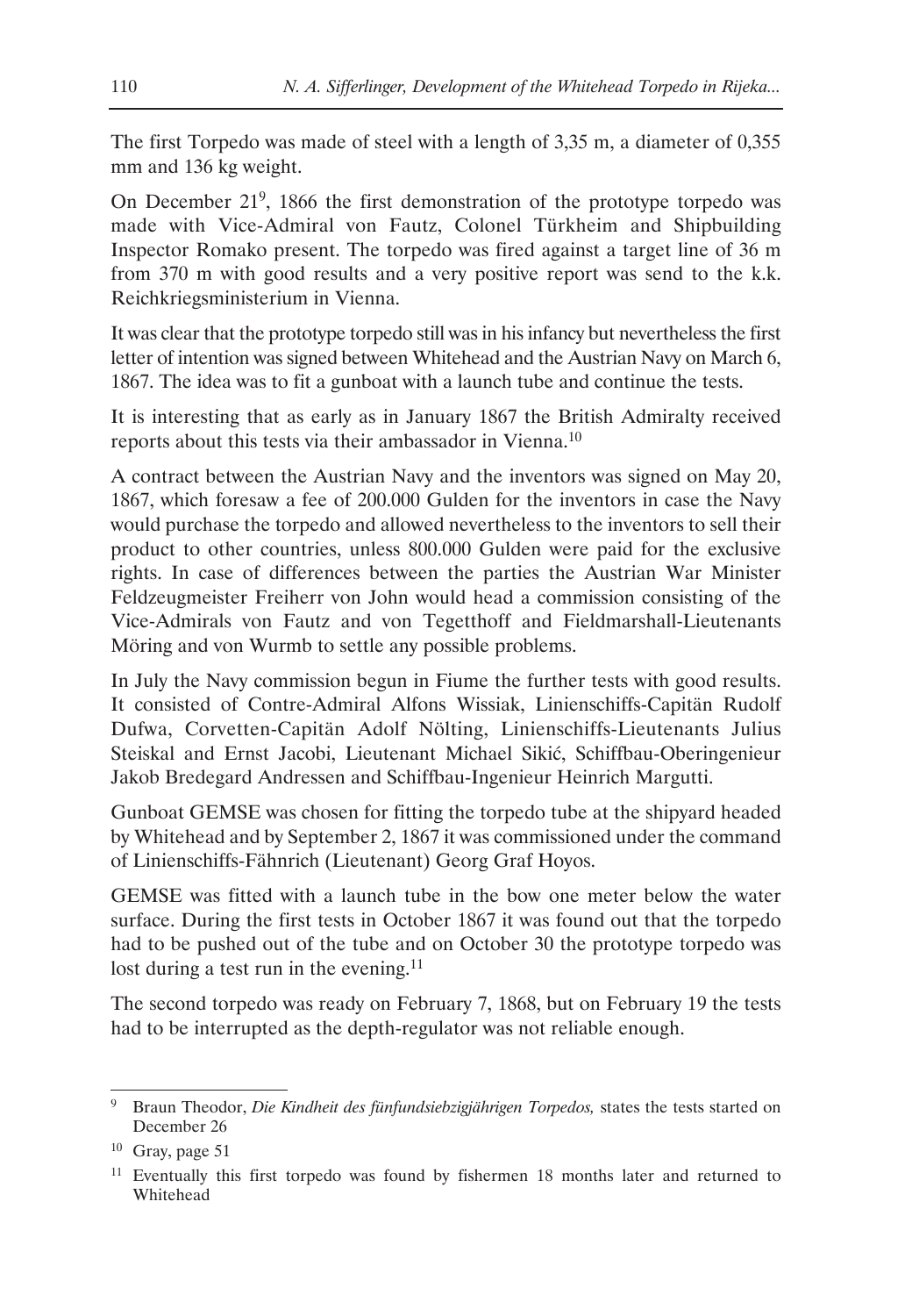The first Torpedo was made of steel with a length of 3,35 m, a diameter of 0,355 mm and 136 kg weight.

On December 21[9], 1866 the first demonstration of the prototype torpedo was made with Vice-Admiral von Fautz, Colonel Türkheim and Shipbuilding Inspector Romako present. The torpedo was fired against a target line of 36 m from 370 m with good results and a very positive report was send to the k.k. Reichkriegsministerium in Vienna.

It was clear that the prototype torpedo still was in his infancy but nevertheless the first letter of intention was signed between Whitehead and the Austrian Navy on March 6, 1867. The idea was to fit a gunboat with a launch tube and continue the tests.

It is interesting that as early as in January 1867 the British Admiralty received reports about this tests via their ambassador in Vienna.[10]

A contract between the Austrian Navy and the inventors was signed on May 20, 1867, which foresaw a fee of 200.000 Gulden for the inventors in case the Navy would purchase the torpedo and allowed nevertheless to the inventors to sell their product to other countries, unless 800.000 Gulden were paid for the exclusive rights. In case of differences between the parties the Austrian War Minister Feldzeugmeister Freiherr von John would head a commission consisting of the Vice-Admirals von Fautz and von Tegetthoff and Fieldmarshall-Lieutenants Möring and von Wurmb to settle any possible problems.

In July the Navy commission begun in Fiume the further tests with good results. It consisted of Contre-Admiral Alfons Wissiak, Linienschiffs-Capitän Rudolf Dufwa, Corvetten-Capitän Adolf Nölting, Linienschiffs-Lieutenants Julius Steiskal and Ernst Jacobi, Lieutenant Michael Sikić, Schiffbau-Oberingenieur Jakob Bredegard Andressen and Schiffbau-Ingenieur Heinrich Margutti.

Gunboat GEMSE was chosen for fitting the torpedo tube at the shipyard headed by Whitehead and by September 2, 1867 it was commissioned under the command of Linienschiffs-Fähnrich (Lieutenant) Georg Graf Hoyos.

GEMSE was fitted with a launch tube in the bow one meter below the water surface. During the first tests in October 1867 it was found out that the torpedo had to be pushed out of the tube and on October 30 the prototype torpedo was lost during a test run in the evening.[11]

The second torpedo was ready on February 7, 1868, but on February 19 the tests had to be interrupted as the depth-regulator was not reliable enough.

---

[9] Braun Theodor, *Die Kindheit des fünfundsiebzigjährigen Torpedos,* states the tests started on December 26

[10] Gray, page 51

[11] Eventually this first torpedo was found by fishermen 18 months later and returned to Whitehead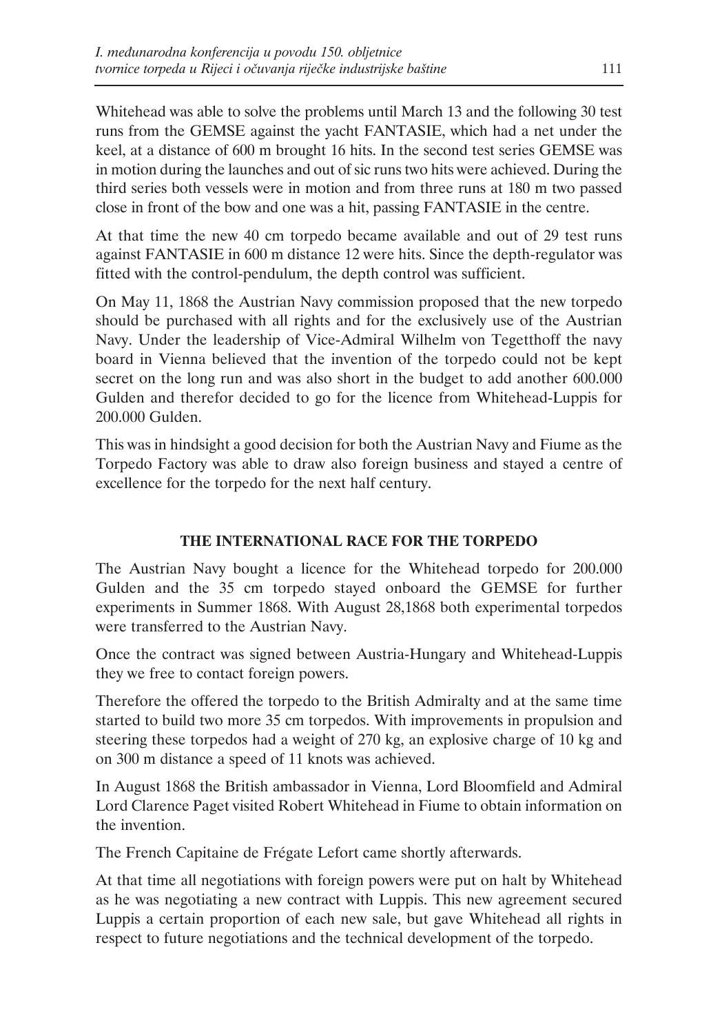Whitehead was able to solve the problems until March 13 and the following 30 test runs from the GEMSE against the yacht FANTASIE, which had a net under the keel, at a distance of 600 m brought 16 hits. In the second test series GEMSE was in motion during the launches and out of sic runs two hits were achieved. During the third series both vessels were in motion and from three runs at 180 m two passed close in front of the bow and one was a hit, passing FANTASIE in the centre.

At that time the new 40 cm torpedo became available and out of 29 test runs against FANTASIE in 600 m distance 12 were hits. Since the depth-regulator was fitted with the control-pendulum, the depth control was sufficient.

On May 11, 1868 the Austrian Navy commission proposed that the new torpedo should be purchased with all rights and for the exclusively use of the Austrian Navy. Under the leadership of Vice-Admiral Wilhelm von Tegetthoff the navy board in Vienna believed that the invention of the torpedo could not be kept secret on the long run and was also short in the budget to add another 600.000 Gulden and therefor decided to go for the licence from Whitehead-Luppis for 200.000 Gulden.

This was in hindsight a good decision for both the Austrian Navy and Fiume as the Torpedo Factory was able to draw also foreign business and stayed a centre of excellence for the torpedo for the next half century.

## THE INTERNATIONAL RACE FOR THE TORPEDO

The Austrian Navy bought a licence for the Whitehead torpedo for 200.000 Gulden and the 35 cm torpedo stayed onboard the GEMSE for further experiments in Summer 1868. With August 28,1868 both experimental torpedos were transferred to the Austrian Navy.

Once the contract was signed between Austria-Hungary and Whitehead-Luppis they we free to contact foreign powers.

Therefore the offered the torpedo to the British Admiralty and at the same time started to build two more 35 cm torpedos. With improvements in propulsion and steering these torpedos had a weight of 270 kg, an explosive charge of 10 kg and on 300 m distance a speed of 11 knots was achieved.

In August 1868 the British ambassador in Vienna, Lord Bloomfield and Admiral Lord Clarence Paget visited Robert Whitehead in Fiume to obtain information on the invention.

The French Capitaine de Frégate Lefort came shortly afterwards.

At that time all negotiations with foreign powers were put on halt by Whitehead as he was negotiating a new contract with Luppis. This new agreement secured Luppis a certain proportion of each new sale, but gave Whitehead all rights in respect to future negotiations and the technical development of the torpedo.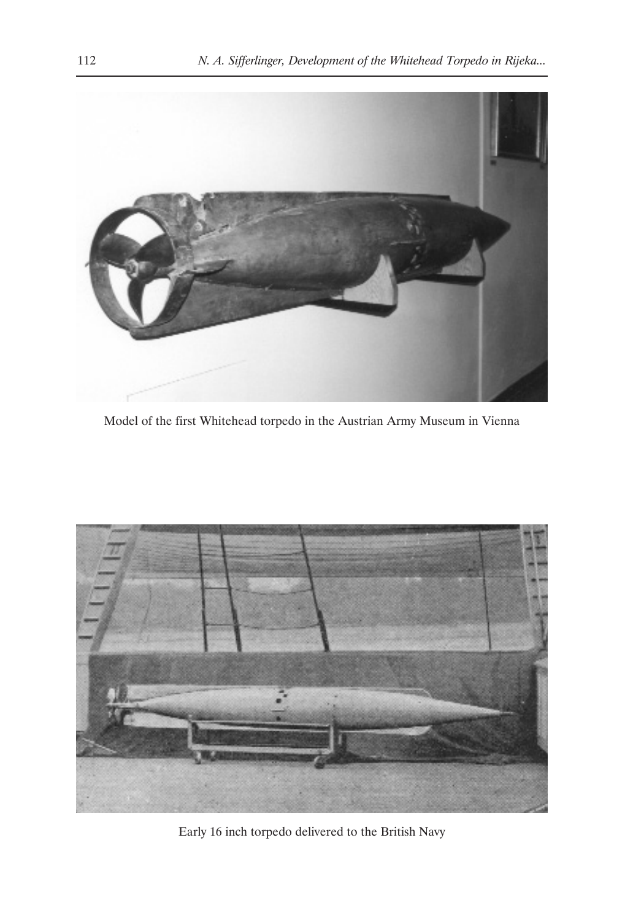Model of the first Whitehead torpedo in the Austrian Army Museum in Vienna

Early 16 inch torpedo delivered to the British Navy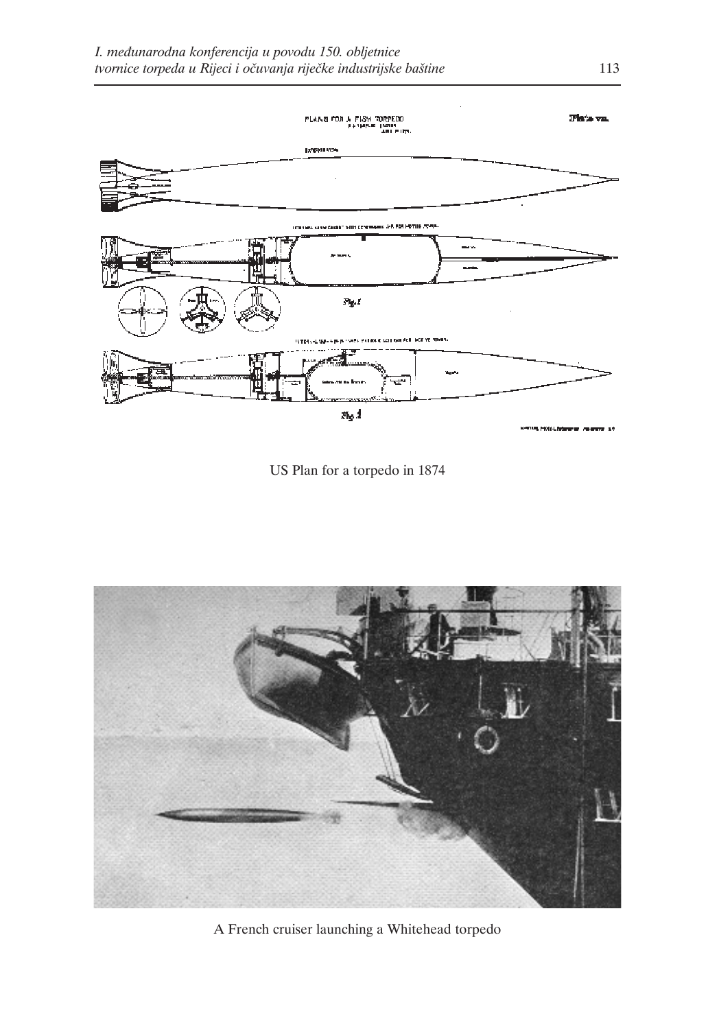US Plan for a torpedo in 1874

A French cruiser launching a Whitehead torpedo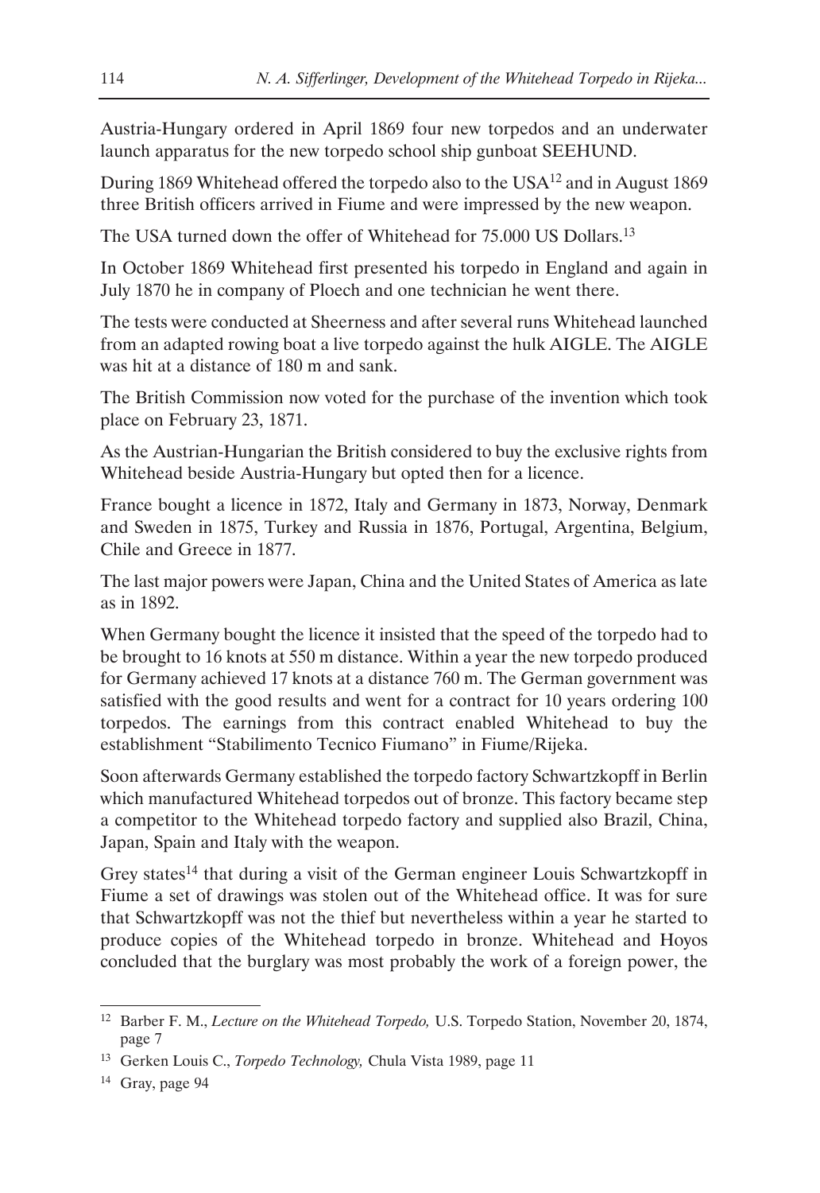Austria-Hungary ordered in April 1869 four new torpedos and an underwater launch apparatus for the new torpedo school ship gunboat SEEHUND.

During 1869 Whitehead offered the torpedo also to the USA[12] and in August 1869 three British officers arrived in Fiume and were impressed by the new weapon.

The USA turned down the offer of Whitehead for 75.000 US Dollars.[13]

In October 1869 Whitehead first presented his torpedo in England and again in July 1870 he in company of Ploech and one technician he went there.

The tests were conducted at Sheerness and after several runs Whitehead launched from an adapted rowing boat a live torpedo against the hulk AIGLE. The AIGLE was hit at a distance of 180 m and sank.

The British Commission now voted for the purchase of the invention which took place on February 23, 1871.

As the Austrian-Hungarian the British considered to buy the exclusive rights from Whitehead beside Austria-Hungary but opted then for a licence.

France bought a licence in 1872, Italy and Germany in 1873, Norway, Denmark and Sweden in 1875, Turkey and Russia in 1876, Portugal, Argentina, Belgium, Chile and Greece in 1877.

The last major powers were Japan, China and the United States of America as late as in 1892.

When Germany bought the licence it insisted that the speed of the torpedo had to be brought to 16 knots at 550 m distance. Within a year the new torpedo produced for Germany achieved 17 knots at a distance 760 m. The German government was satisfied with the good results and went for a contract for 10 years ordering 100 torpedos. The earnings from this contract enabled Whitehead to buy the establishment "Stabilimento Tecnico Fiumano" in Fiume/Rijeka.

Soon afterwards Germany established the torpedo factory Schwartzkopff in Berlin which manufactured Whitehead torpedos out of bronze. This factory became step a competitor to the Whitehead torpedo factory and supplied also Brazil, China, Japan, Spain and Italy with the weapon.

Grey states[14] that during a visit of the German engineer Louis Schwartzkopff in Fiume a set of drawings was stolen out of the Whitehead office. It was for sure that Schwartzkopff was not the thief but nevertheless within a year he started to produce copies of the Whitehead torpedo in bronze. Whitehead and Hoyos concluded that the burglary was most probably the work of a foreign power, the

[12] Barber F. M., *Lecture on the Whitehead Torpedo,* U.S. Torpedo Station, November 20, 1874, page 7

[13] Gerken Louis C., *Torpedo Technology,* Chula Vista 1989, page 11

[14] Gray, page 94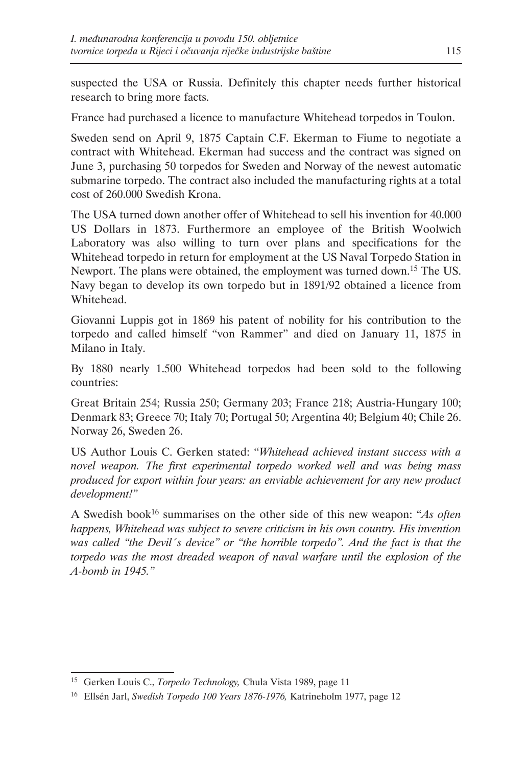suspected the USA or Russia. Definitely this chapter needs further historical research to bring more facts.

France had purchased a licence to manufacture Whitehead torpedos in Toulon.

Sweden send on April 9, 1875 Captain C.F. Ekerman to Fiume to negotiate a contract with Whitehead. Ekerman had success and the contract was signed on June 3, purchasing 50 torpedos for Sweden and Norway of the newest automatic submarine torpedo. The contract also included the manufacturing rights at a total cost of 260.000 Swedish Krona.

The USA turned down another offer of Whitehead to sell his invention for 40.000 US Dollars in 1873. Furthermore an employee of the British Woolwich Laboratory was also willing to turn over plans and specifications for the Whitehead torpedo in return for employment at the US Naval Torpedo Station in Newport. The plans were obtained, the employment was turned down.[15] The US. Navy began to develop its own torpedo but in 1891/92 obtained a licence from Whitehead.

Giovanni Luppis got in 1869 his patent of nobility for his contribution to the torpedo and called himself "von Rammer" and died on January 11, 1875 in Milano in Italy.

By 1880 nearly 1.500 Whitehead torpedos had been sold to the following countries:

Great Britain 254; Russia 250; Germany 203; France 218; Austria-Hungary 100; Denmark 83; Greece 70; Italy 70; Portugal 50; Argentina 40; Belgium 40; Chile 26. Norway 26, Sweden 26.

US Author Louis C. Gerken stated: "*Whitehead achieved instant success with a novel weapon. The first experimental torpedo worked well and was being mass produced for export within four years: an enviable achievement for any new product development!*"

A Swedish book[16] summarises on the other side of this new weapon: "*As often happens, Whitehead was subject to severe criticism in his own country. His invention was called "the Devil´s device" or "the horrible torpedo". And the fact is that the torpedo was the most dreaded weapon of naval warfare until the explosion of the A-bomb in 1945.*"

---

[15] Gerken Louis C., *Torpedo Technology,* Chula Vista 1989, page 11

[16] Ellsén Jarl, *Swedish Torpedo 100 Years 1876-1976,* Katrineholm 1977, page 12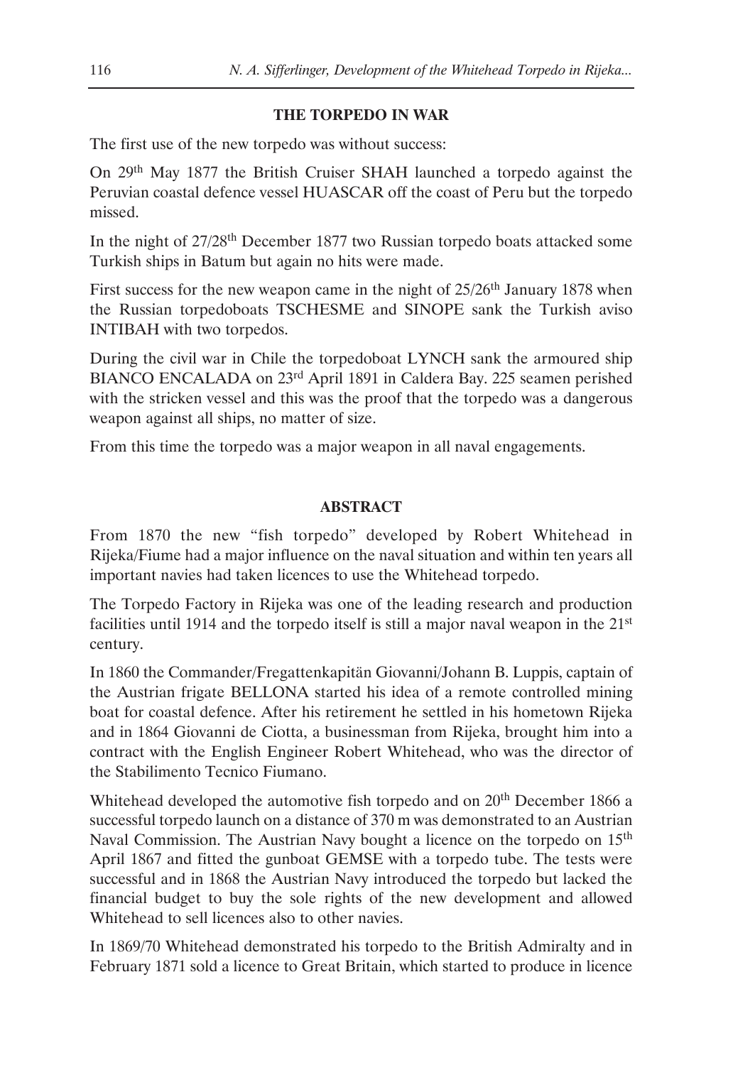### THE TORPEDO IN WAR

The first use of the new torpedo was without success:

On 29th May 1877 the British Cruiser SHAH launched a torpedo against the Peruvian coastal defence vessel HUASCAR off the coast of Peru but the torpedo missed.

In the night of 27/28th December 1877 two Russian torpedo boats attacked some Turkish ships in Batum but again no hits were made.

First success for the new weapon came in the night of 25/26th January 1878 when the Russian torpedoboats TSCHESME and SINOPE sank the Turkish aviso INTIBAH with two torpedos.

During the civil war in Chile the torpedoboat LYNCH sank the armoured ship BIANCO ENCALADA on 23rd April 1891 in Caldera Bay. 225 seamen perished with the stricken vessel and this was the proof that the torpedo was a dangerous weapon against all ships, no matter of size.

From this time the torpedo was a major weapon in all naval engagements.

### ABSTRACT

From 1870 the new "fish torpedo" developed by Robert Whitehead in Rijeka/Fiume had a major influence on the naval situation and within ten years all important navies had taken licences to use the Whitehead torpedo.

The Torpedo Factory in Rijeka was one of the leading research and production facilities until 1914 and the torpedo itself is still a major naval weapon in the 21st century.

In 1860 the Commander/Fregattenkapitän Giovanni/Johann B. Luppis, captain of the Austrian frigate BELLONA started his idea of a remote controlled mining boat for coastal defence. After his retirement he settled in his hometown Rijeka and in 1864 Giovanni de Ciotta, a businessman from Rijeka, brought him into a contract with the English Engineer Robert Whitehead, who was the director of the Stabilimento Tecnico Fiumano.

Whitehead developed the automotive fish torpedo and on 20th December 1866 a successful torpedo launch on a distance of 370 m was demonstrated to an Austrian Naval Commission. The Austrian Navy bought a licence on the torpedo on 15th April 1867 and fitted the gunboat GEMSE with a torpedo tube. The tests were successful and in 1868 the Austrian Navy introduced the torpedo but lacked the financial budget to buy the sole rights of the new development and allowed Whitehead to sell licences also to other navies.

In 1869/70 Whitehead demonstrated his torpedo to the British Admiralty and in February 1871 sold a licence to Great Britain, which started to produce in licence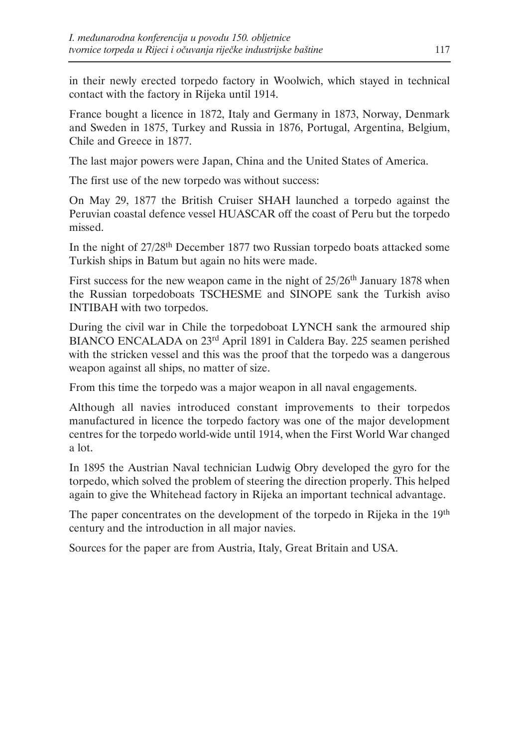in their newly erected torpedo factory in Woolwich, which stayed in technical contact with the factory in Rijeka until 1914.

France bought a licence in 1872, Italy and Germany in 1873, Norway, Denmark and Sweden in 1875, Turkey and Russia in 1876, Portugal, Argentina, Belgium, Chile and Greece in 1877.

The last major powers were Japan, China and the United States of America.

The first use of the new torpedo was without success:

On May 29, 1877 the British Cruiser SHAH launched a torpedo against the Peruvian coastal defence vessel HUASCAR off the coast of Peru but the torpedo missed.

In the night of 27/28th December 1877 two Russian torpedo boats attacked some Turkish ships in Batum but again no hits were made.

First success for the new weapon came in the night of 25/26th January 1878 when the Russian torpedoboats TSCHESME and SINOPE sank the Turkish aviso INTIBAH with two torpedos.

During the civil war in Chile the torpedoboat LYNCH sank the armoured ship BIANCO ENCALADA on 23rd April 1891 in Caldera Bay. 225 seamen perished with the stricken vessel and this was the proof that the torpedo was a dangerous weapon against all ships, no matter of size.

From this time the torpedo was a major weapon in all naval engagements.

Although all navies introduced constant improvements to their torpedos manufactured in licence the torpedo factory was one of the major development centres for the torpedo world-wide until 1914, when the First World War changed a lot.

In 1895 the Austrian Naval technician Ludwig Obry developed the gyro for the torpedo, which solved the problem of steering the direction properly. This helped again to give the Whitehead factory in Rijeka an important technical advantage.

The paper concentrates on the development of the torpedo in Rijeka in the 19th century and the introduction in all major navies.

Sources for the paper are from Austria, Italy, Great Britain and USA.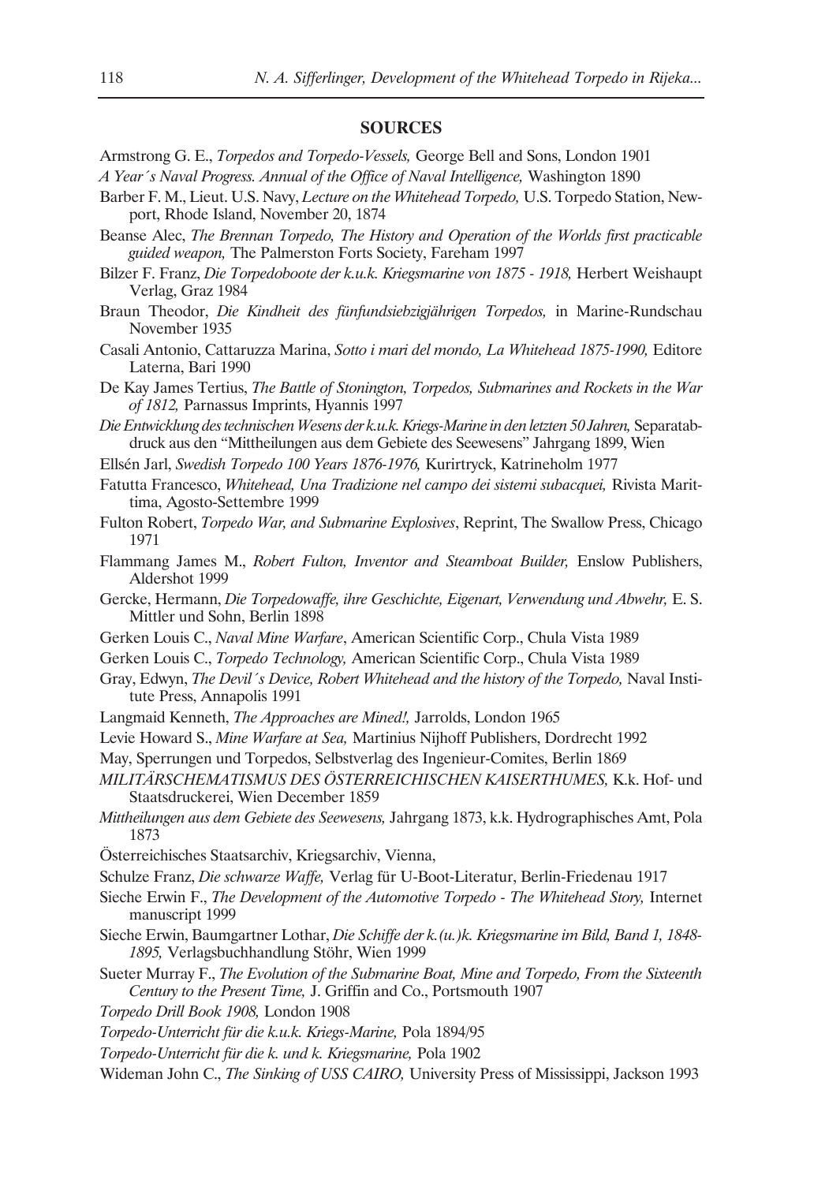## SOURCES

Armstrong G. E., *Torpedos and Torpedo-Vessels,* George Bell and Sons, London 1901

*A Year´s Naval Progress. Annual of the Office of Naval Intelligence,* Washington 1890

Barber F. M., Lieut. U.S. Navy, *Lecture on the Whitehead Torpedo,* U.S. Torpedo Station, Newport, Rhode Island, November 20, 1874

Beanse Alec, *The Brennan Torpedo, The History and Operation of the Worlds first practicable guided weapon,* The Palmerston Forts Society, Fareham 1997

Bilzer F. Franz, *Die Torpedoboote der k.u.k. Kriegsmarine von 1875 - 1918,* Herbert Weishaupt Verlag, Graz 1984

Braun Theodor, *Die Kindheit des fünfundsiebzigjährigen Torpedos,* in Marine-Rundschau November 1935

Casali Antonio, Cattaruzza Marina, *Sotto i mari del mondo, La Whitehead 1875-1990,* Editore Laterna, Bari 1990

De Kay James Tertius, *The Battle of Stonington, Torpedos, Submarines and Rockets in the War of 1812,* Parnassus Imprints, Hyannis 1997

*Die Entwicklung des technischen Wesens der k.u.k. Kriegs-Marine in den letzten 50 Jahren,* Separatabdruck aus den "Mittheilungen aus dem Gebiete des Seewesens" Jahrgang 1899, Wien

Ellsén Jarl, *Swedish Torpedo 100 Years 1876-1976,* Kurirtryck, Katrineholm 1977

Fatutta Francesco, *Whitehead, Una Tradizione nel campo dei sistemi subacquei,* Rivista Marittima, Agosto-Settembre 1999

Fulton Robert, *Torpedo War, and Submarine Explosives*, Reprint, The Swallow Press, Chicago 1971

Flammang James M., *Robert Fulton, Inventor and Steamboat Builder,* Enslow Publishers, Aldershot 1999

Gercke, Hermann, *Die Torpedowaffe, ihre Geschichte, Eigenart, Verwendung und Abwehr,* E. S. Mittler und Sohn, Berlin 1898

Gerken Louis C., *Naval Mine Warfare*, American Scientific Corp., Chula Vista 1989

Gerken Louis C., *Torpedo Technology,* American Scientific Corp., Chula Vista 1989

Gray, Edwyn, *The Devil´s Device, Robert Whitehead and the history of the Torpedo,* Naval Institute Press, Annapolis 1991

Langmaid Kenneth, *The Approaches are Mined!,* Jarrolds, London 1965

Levie Howard S., *Mine Warfare at Sea,* Martinius Nijhoff Publishers, Dordrecht 1992

May, Sperrungen und Torpedos, Selbstverlag des Ingenieur-Comites, Berlin 1869

*MILITÄRSCHEMATISMUS DES ÖSTERREICHISCHEN KAISERTHUMES,* K.k. Hof- und Staatsdruckerei, Wien December 1859

*Mittheilungen aus dem Gebiete des Seewesens,* Jahrgang 1873, k.k. Hydrographisches Amt, Pola 1873

Österreichisches Staatsarchiv, Kriegsarchiv, Vienna,

Schulze Franz, *Die schwarze Waffe,* Verlag für U-Boot-Literatur, Berlin-Friedenau 1917

Sieche Erwin F., *The Development of the Automotive Torpedo - The Whitehead Story,* Internet manuscript 1999

Sieche Erwin, Baumgartner Lothar, *Die Schiffe der k.(u.)k. Kriegsmarine im Bild, Band 1, 1848-1895,* Verlagsbuchhandlung Stöhr, Wien 1999

Sueter Murray F., *The Evolution of the Submarine Boat, Mine and Torpedo, From the Sixteenth Century to the Present Time,* J. Griffin and Co., Portsmouth 1907

*Torpedo Drill Book 1908,* London 1908

*Torpedo-Unterricht für die k.u.k. Kriegs-Marine,* Pola 1894/95

*Torpedo-Unterricht für die k. und k. Kriegsmarine,* Pola 1902

Wideman John C., *The Sinking of USS CAIRO,* University Press of Mississippi, Jackson 1993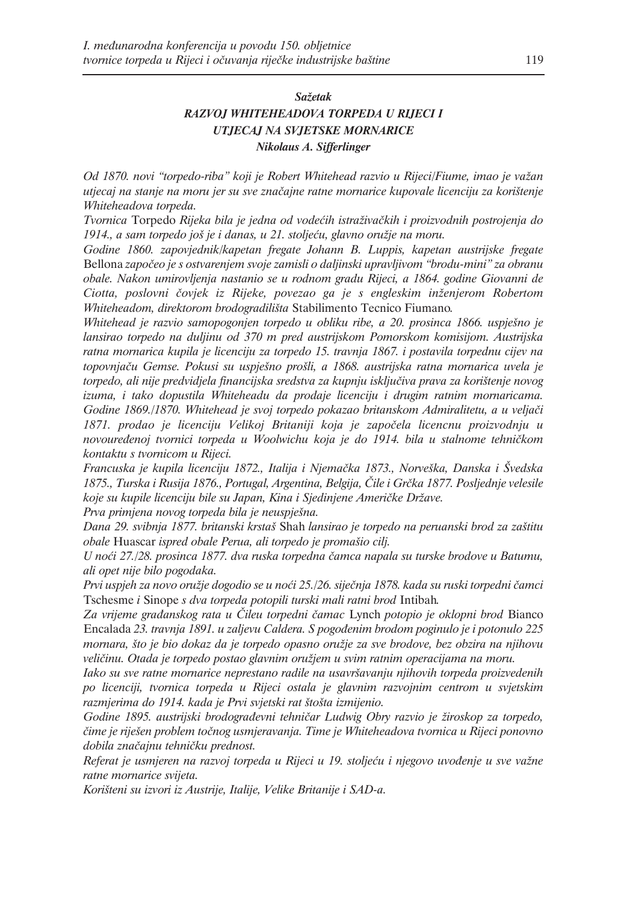***Sažetak***

***RAZVOJ WHITEHEADOVA TORPEDA U RIJECI I UTJECAJ NA SVJETSKE MORNARICE***

***Nikolaus A. Sifferlinger***

*Od 1870. novi "torpedo-riba" koji je Robert Whitehead razvio u Rijeci/Fiume, imao je važan utjecaj na stanje na moru jer su sve značajne ratne mornarice kupovale licenciju za korištenje Whiteheadova torpeda.*

*Tvornica* Torpedo *Rijeka bila je jedna od vodećih istraživačkih i proizvodnih postrojenja do 1914., a sam torpedo još je i danas, u 21. stoljeću, glavno oružje na moru.*

*Godine 1860. zapovjednik/kapetan fregate Johann B. Luppis, kapetan austrijske fregate* Bellona *započeo je s ostvarenjem svoje zamisli o daljinski upravljivom "brodu-mini" za obranu obale. Nakon umirovljenja nastanio se u rodnom gradu Rijeci, a 1864. godine Giovanni de Ciotta, poslovni čovjek iz Rijeke, povezao ga je s engleskim inženjerom Robertom Whiteheadom, direktorom brodogradilišta* Stabilimento Tecnico Fiumano*.*

*Whitehead je razvio samopogonjen torpedo u obliku ribe, a 20. prosinca 1866. uspješno je lansirao torpedo na duljinu od 370 m pred austrijskom Pomorskom komisijom. Austrijska ratna mornarica kupila je licenciju za torpedo 15. travnja 1867. i postavila torpednu cijev na topovnjaču Gemse. Pokusi su uspješno prošli, a 1868. austrijska ratna mornarica uvela je torpedo, ali nije predvidjela financijska sredstva za kupnju isključiva prava za korištenje novog izuma, i tako dopustila Whiteheadu da prodaje licenciju i drugim ratnim mornaricama. Godine 1869./1870. Whitehead je svoj torpedo pokazao britanskom Admiralitetu, a u veljači 1871. prodao je licenciju Velikoj Britaniji koja je započela licencnu proizvodnju u novouređenoj tvornici torpeda u Woolwichu koja je do 1914. bila u stalnome tehničkom kontaktu s tvornicom u Rijeci.*

*Francuska je kupila licenciju 1872., Italija i Njemačka 1873., Norveška, Danska i Švedska 1875., Turska i Rusija 1876., Portugal, Argentina, Belgija, Čile i Grčka 1877. Posljednje velesile koje su kupile licenciju bile su Japan, Kina i Sjedinjene Američke Države.*

*Prva primjena novog torpeda bila je neuspješna.*

*Dana 29. svibnja 1877. britanski krstaš* Shah *lansirao je torpedo na peruanski brod za zaštitu obale* Huascar *ispred obale Perua, ali torpedo je promašio cilj.*

*U noći 27./28. prosinca 1877. dva ruska torpedna čamca napala su turske brodove u Batumu, ali opet nije bilo pogodaka.*

*Prvi uspjeh za novo oružje dogodio se u noći 25./26. siječnja 1878. kada su ruski torpedni čamci* Tschesme *i* Sinope *s dva torpeda potopili turski mali ratni brod* Intibah*.*

*Za vrijeme građanskog rata u Čileu torpedni čamac* Lynch *potopio je oklopni brod* Bianco Encalada *23. travnja 1891. u zaljevu Caldera. S pogođenim brodom poginulo je i potonulo 225 mornara, što je bio dokaz da je torpedo opasno oružje za sve brodove, bez obzira na njihovu veličinu. Otada je torpedo postao glavnim oružjem u svim ratnim operacijama na moru.*

*Iako su sve ratne mornarice neprestano radile na usavršavanju njihovih torpeda proizvedenih po licenciji, tvornica torpeda u Rijeci ostala je glavnim razvojnim centrom u svjetskim razmjerima do 1914. kada je Prvi svjetski rat štošta izmijenio.*

*Godine 1895. austrijski brodograđevni tehničar Ludwig Obry razvio je žiroskop za torpedo, čime je riješen problem točnog usmjeravanja. Time je Whiteheadova tvornica u Rijeci ponovno dobila značajnu tehničku prednost.*

*Referat je usmjeren na razvoj torpeda u Rijeci u 19. stoljeću i njegovo uvođenje u sve važne ratne mornarice svijeta.*

*Korišteni su izvori iz Austrije, Italije, Velike Britanije i SAD-a.*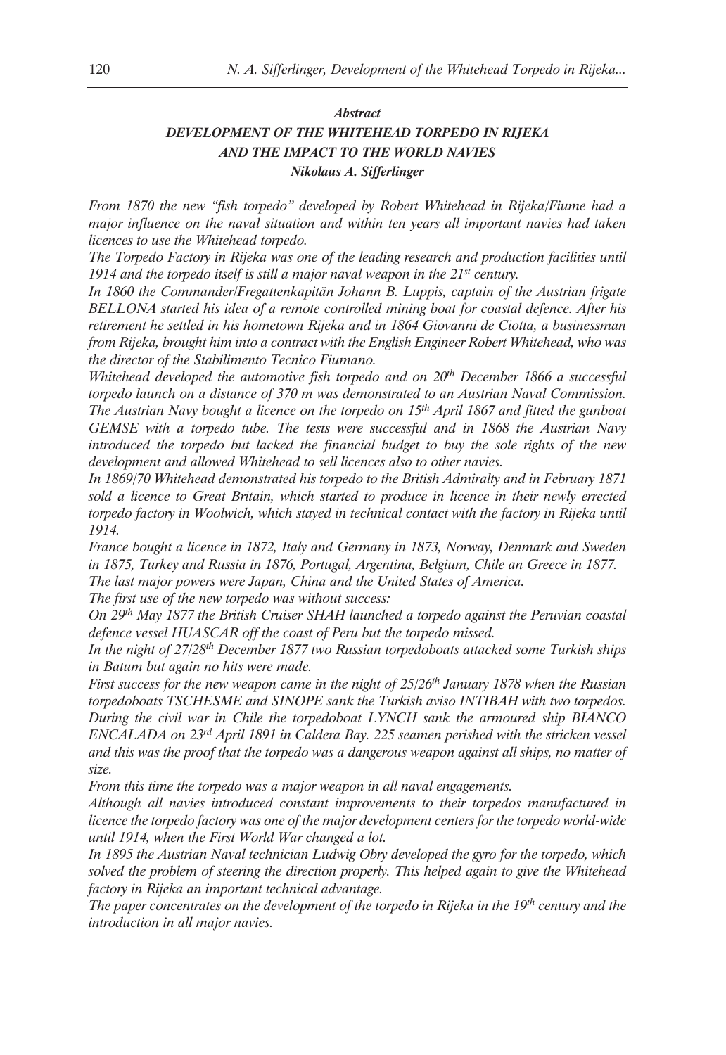***Abstract***

***DEVELOPMENT OF THE WHITEHEAD TORPEDO IN RIJEKA AND THE IMPACT TO THE WORLD NAVIES***

***Nikolaus A. Sifferlinger***

*From 1870 the new "fish torpedo" developed by Robert Whitehead in Rijeka/Fiume had a major influence on the naval situation and within ten years all important navies had taken licences to use the Whitehead torpedo.*

*The Torpedo Factory in Rijeka was one of the leading research and production facilities until 1914 and the torpedo itself is still a major naval weapon in the 21st century.*

*In 1860 the Commander/Fregattenkapitän Johann B. Luppis, captain of the Austrian frigate BELLONA started his idea of a remote controlled mining boat for coastal defence. After his retirement he settled in his hometown Rijeka and in 1864 Giovanni de Ciotta, a businessman from Rijeka, brought him into a contract with the English Engineer Robert Whitehead, who was the director of the Stabilimento Tecnico Fiumano.*

*Whitehead developed the automotive fish torpedo and on 20th December 1866 a successful torpedo launch on a distance of 370 m was demonstrated to an Austrian Naval Commission. The Austrian Navy bought a licence on the torpedo on 15th April 1867 and fitted the gunboat GEMSE with a torpedo tube. The tests were successful and in 1868 the Austrian Navy introduced the torpedo but lacked the financial budget to buy the sole rights of the new development and allowed Whitehead to sell licences also to other navies.*

*In 1869/70 Whitehead demonstrated his torpedo to the British Admiralty and in February 1871 sold a licence to Great Britain, which started to produce in licence in their newly errected torpedo factory in Woolwich, which stayed in technical contact with the factory in Rijeka until 1914.*

*France bought a licence in 1872, Italy and Germany in 1873, Norway, Denmark and Sweden in 1875, Turkey and Russia in 1876, Portugal, Argentina, Belgium, Chile an Greece in 1877.*

*The last major powers were Japan, China and the United States of America.*

*The first use of the new torpedo was without success:*

*On 29th May 1877 the British Cruiser SHAH launched a torpedo against the Peruvian coastal defence vessel HUASCAR off the coast of Peru but the torpedo missed.*

*In the night of 27/28th December 1877 two Russian torpedoboats attacked some Turkish ships in Batum but again no hits were made.*

*First success for the new weapon came in the night of 25/26th January 1878 when the Russian torpedoboats TSCHESME and SINOPE sank the Turkish aviso INTIBAH with two torpedos. During the civil war in Chile the torpedoboat LYNCH sank the armoured ship BIANCO ENCALADA on 23rd April 1891 in Caldera Bay. 225 seamen perished with the stricken vessel and this was the proof that the torpedo was a dangerous weapon against all ships, no matter of size.*

*From this time the torpedo was a major weapon in all naval engagements.*

*Although all navies introduced constant improvements to their torpedos manufactured in licence the torpedo factory was one of the major development centers for the torpedo world-wide until 1914, when the First World War changed a lot.*

*In 1895 the Austrian Naval technician Ludwig Obry developed the gyro for the torpedo, which solved the problem of steering the direction properly. This helped again to give the Whitehead factory in Rijeka an important technical advantage.*

*The paper concentrates on the development of the torpedo in Rijeka in the 19th century and the introduction in all major navies.*